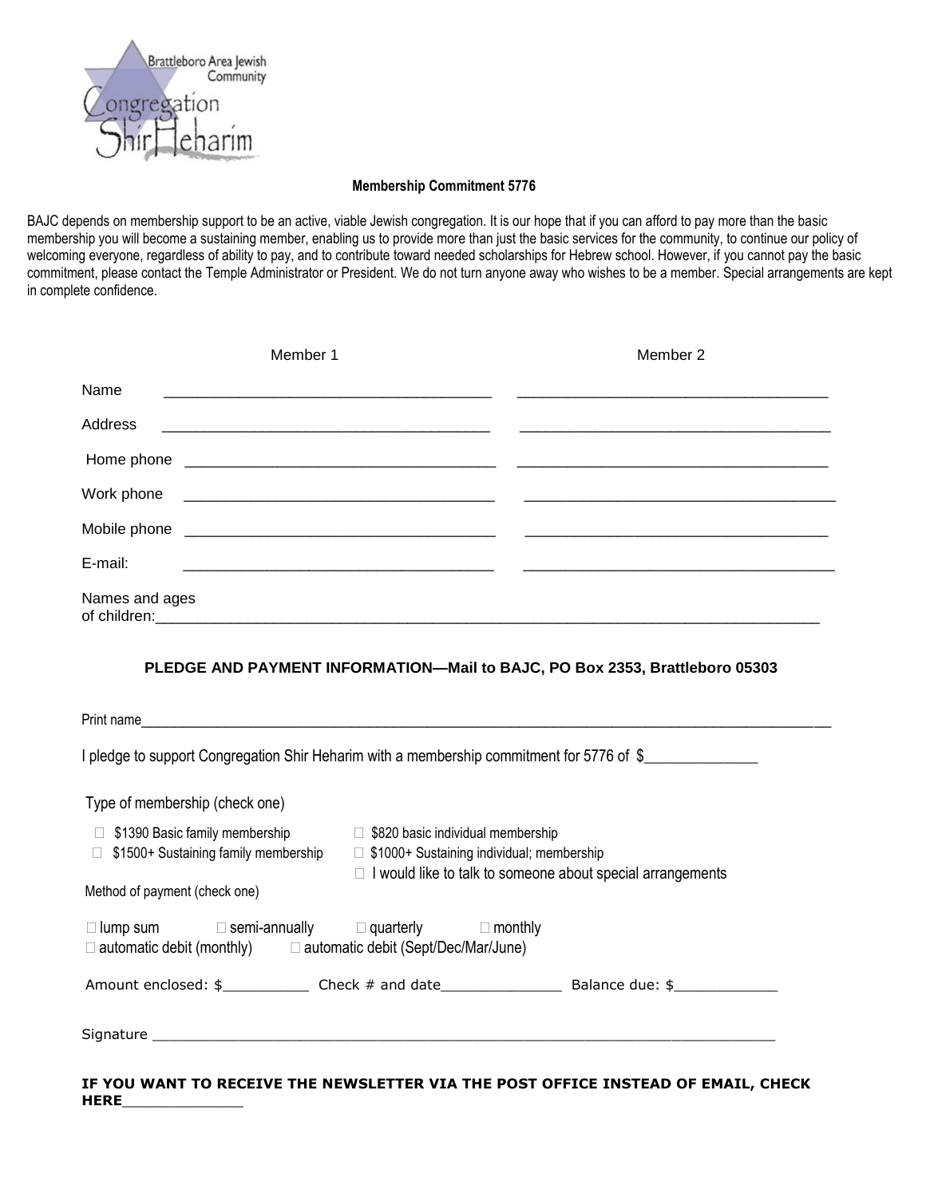Brattleboro Area Jewish Community

Congregation Shir Heharim

**Membership Commitment 5776**

BAJC depends on membership support to be an active, viable Jewish congregation. It is our hope that if you can afford to pay more than the basic membership you will become a sustaining member, enabling us to provide more than just the basic services for the community, to continue our policy of welcoming everyone, regardless of ability to pay, and to contribute toward needed scholarships for Hebrew school. However, if you cannot pay the basic commitment, please contact the Temple Administrator or President. We do not turn anyone away who wishes to be a member. Special arrangements are kept in complete confidence.

| | Member 1 | Member 2 |
|---|---|---|
| Name | ______________________________ | ______________________________ |
| Address | ______________________________ | ______________________________ |
| Home phone | ______________________________ | ______________________________ |
| Work phone | ______________________________ | ______________________________ |
| Mobile phone | ______________________________ | ______________________________ |
| E-mail: | ______________________________ | ______________________________ |

Names and ages of children:______________________________________________________________

**PLEDGE AND PAYMENT INFORMATION—Mail to BAJC, PO Box 2353, Brattleboro 05303**

Print name______________________________________________________________________________

I pledge to support Congregation Shir Heharim with a membership commitment for 5776 of $______________

Type of membership (check one)

- ☐ $1390 Basic family membership
- ☐ $1500+ Sustaining family membership
- ☐ $820 basic individual membership
- ☐ $1000+ Sustaining individual; membership
- ☐ I would like to talk to someone about special arrangements

Method of payment (check one)

☐ lump sum ☐ semi-annually ☐ quarterly ☐ monthly
☐ automatic debit (monthly) ☐ automatic debit (Sept/Dec/Mar/June)

Amount enclosed: $__________ Check # and date______________ Balance due: $____________

Signature ______________________________________________________________________

**IF YOU WANT TO RECEIVE THE NEWSLETTER VIA THE POST OFFICE INSTEAD OF EMAIL, CHECK HERE_____________**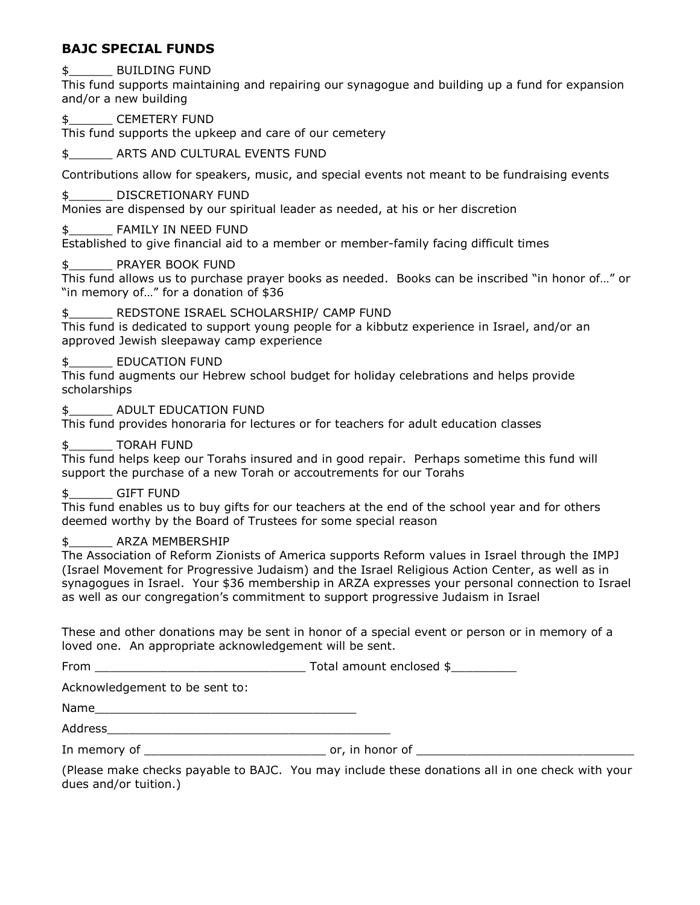## BAJC SPECIAL FUNDS

$______ BUILDING FUND
This fund supports maintaining and repairing our synagogue and building up a fund for expansion and/or a new building

$______ CEMETERY FUND
This fund supports the upkeep and care of our cemetery

$______ ARTS AND CULTURAL EVENTS FUND

Contributions allow for speakers, music, and special events not meant to be fundraising events

$______ DISCRETIONARY FUND
Monies are dispensed by our spiritual leader as needed, at his or her discretion

$______ FAMILY IN NEED FUND
Established to give financial aid to a member or member-family facing difficult times

$______ PRAYER BOOK FUND
This fund allows us to purchase prayer books as needed. Books can be inscribed "in honor of…" or "in memory of…" for a donation of $36

$______ REDSTONE ISRAEL SCHOLARSHIP/ CAMP FUND
This fund is dedicated to support young people for a kibbutz experience in Israel, and/or an approved Jewish sleepaway camp experience

$______ EDUCATION FUND
This fund augments our Hebrew school budget for holiday celebrations and helps provide scholarships

$______ ADULT EDUCATION FUND
This fund provides honoraria for lectures or for teachers for adult education classes

$______ TORAH FUND
This fund helps keep our Torahs insured and in good repair. Perhaps sometime this fund will support the purchase of a new Torah or accoutrements for our Torahs

$______ GIFT FUND
This fund enables us to buy gifts for our teachers at the end of the school year and for others deemed worthy by the Board of Trustees for some special reason

$______ ARZA MEMBERSHIP
The Association of Reform Zionists of America supports Reform values in Israel through the IMPJ (Israel Movement for Progressive Judaism) and the Israel Religious Action Center, as well as in synagogues in Israel. Your $36 membership in ARZA expresses your personal connection to Israel as well as our congregation's commitment to support progressive Judaism in Israel

These and other donations may be sent in honor of a special event or person or in memory of a loved one. An appropriate acknowledgement will be sent.

From ____________________________ Total amount enclosed $_________

Acknowledgement to be sent to:

Name____________________________________

Address_______________________________________

In memory of _________________________ or, in honor of ______________________________

(Please make checks payable to BAJC. You may include these donations all in one check with your dues and/or tuition.)